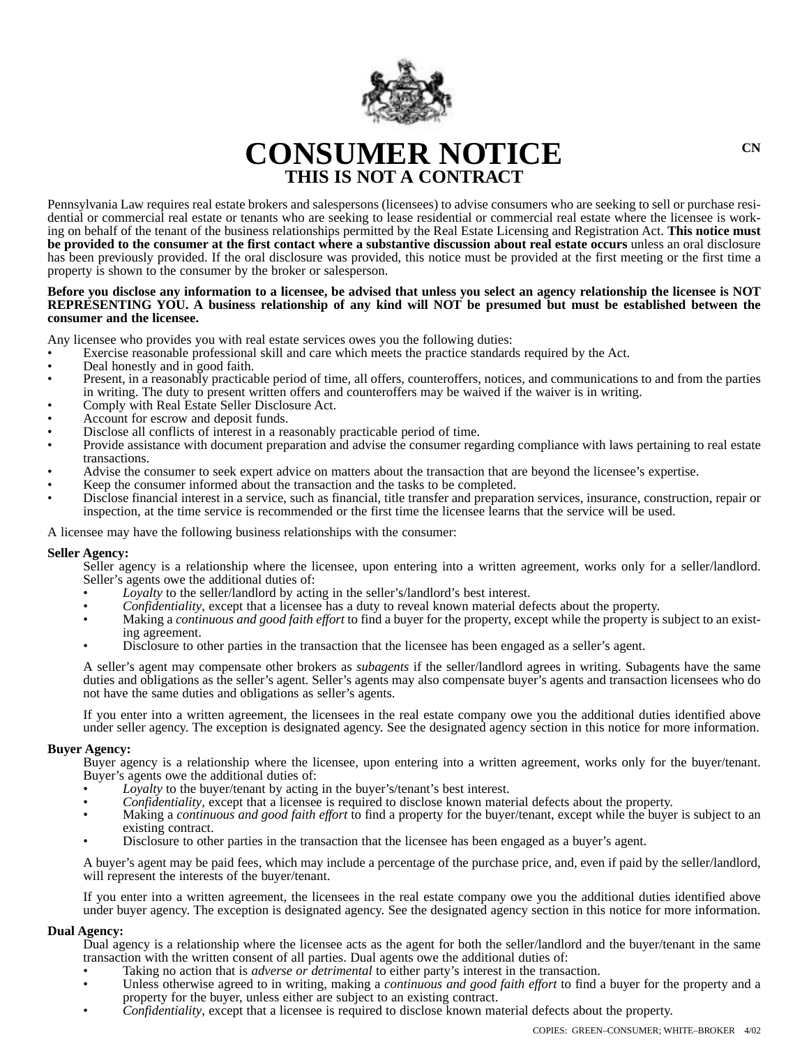# CONSUMER NOTICE

CN

## THIS IS NOT A CONTRACT

Pennsylvania Law requires real estate brokers and salespersons (licensees) to advise consumers who are seeking to sell or purchase residential or commercial real estate or tenants who are seeking to lease residential or commercial real estate where the licensee is working on behalf of the tenant of the business relationships permitted by the Real Estate Licensing and Registration Act. **This notice must be provided to the consumer at the first contact where a substantive discussion about real estate occurs** unless an oral disclosure has been previously provided. If the oral disclosure was provided, this notice must be provided at the first meeting or the first time a property is shown to the consumer by the broker or salesperson.

**Before you disclose any information to a licensee, be advised that unless you select an agency relationship the licensee is NOT REPRESENTING YOU. A business relationship of any kind will NOT be presumed but must be established between the consumer and the licensee.**

Any licensee who provides you with real estate services owes you the following duties:

- Exercise reasonable professional skill and care which meets the practice standards required by the Act.
- Deal honestly and in good faith.
- Present, in a reasonably practicable period of time, all offers, counteroffers, notices, and communications to and from the parties in writing. The duty to present written offers and counteroffers may be waived if the waiver is in writing.
- Comply with Real Estate Seller Disclosure Act.
- Account for escrow and deposit funds.
- Disclose all conflicts of interest in a reasonably practicable period of time.
- Provide assistance with document preparation and advise the consumer regarding compliance with laws pertaining to real estate transactions.
- Advise the consumer to seek expert advice on matters about the transaction that are beyond the licensee's expertise.
- Keep the consumer informed about the transaction and the tasks to be completed.
- Disclose financial interest in a service, such as financial, title transfer and preparation services, insurance, construction, repair or inspection, at the time service is recommended or the first time the licensee learns that the service will be used.

A licensee may have the following business relationships with the consumer:

**Seller Agency:**

Seller agency is a relationship where the licensee, upon entering into a written agreement, works only for a seller/landlord. Seller's agents owe the additional duties of:

- *Loyalty* to the seller/landlord by acting in the seller's/landlord's best interest.
- *Confidentiality*, except that a licensee has a duty to reveal known material defects about the property.
- Making a *continuous and good faith effort* to find a buyer for the property, except while the property is subject to an existing agreement.
- Disclosure to other parties in the transaction that the licensee has been engaged as a seller's agent.

A seller's agent may compensate other brokers as *subagents* if the seller/landlord agrees in writing. Subagents have the same duties and obligations as the seller's agent. Seller's agents may also compensate buyer's agents and transaction licensees who do not have the same duties and obligations as seller's agents.

If you enter into a written agreement, the licensees in the real estate company owe you the additional duties identified above under seller agency. The exception is designated agency. See the designated agency section in this notice for more information.

**Buyer Agency:**

Buyer agency is a relationship where the licensee, upon entering into a written agreement, works only for the buyer/tenant. Buyer's agents owe the additional duties of:

- *Loyalty* to the buyer/tenant by acting in the buyer's/tenant's best interest.
- *Confidentiality*, except that a licensee is required to disclose known material defects about the property.
- Making a *continuous and good faith effort* to find a property for the buyer/tenant, except while the buyer is subject to an existing contract.
- Disclosure to other parties in the transaction that the licensee has been engaged as a buyer's agent.

A buyer's agent may be paid fees, which may include a percentage of the purchase price, and, even if paid by the seller/landlord, will represent the interests of the buyer/tenant.

If you enter into a written agreement, the licensees in the real estate company owe you the additional duties identified above under buyer agency. The exception is designated agency. See the designated agency section in this notice for more information.

**Dual Agency:**

Dual agency is a relationship where the licensee acts as the agent for both the seller/landlord and the buyer/tenant in the same transaction with the written consent of all parties. Dual agents owe the additional duties of:

- Taking no action that is *adverse or detrimental* to either party's interest in the transaction.
- Unless otherwise agreed to in writing, making a *continuous and good faith effort* to find a buyer for the property and a property for the buyer, unless either are subject to an existing contract.
- *Confidentiality*, except that a licensee is required to disclose known material defects about the property.

COPIES: GREEN–CONSUMER; WHITE–BROKER 4/02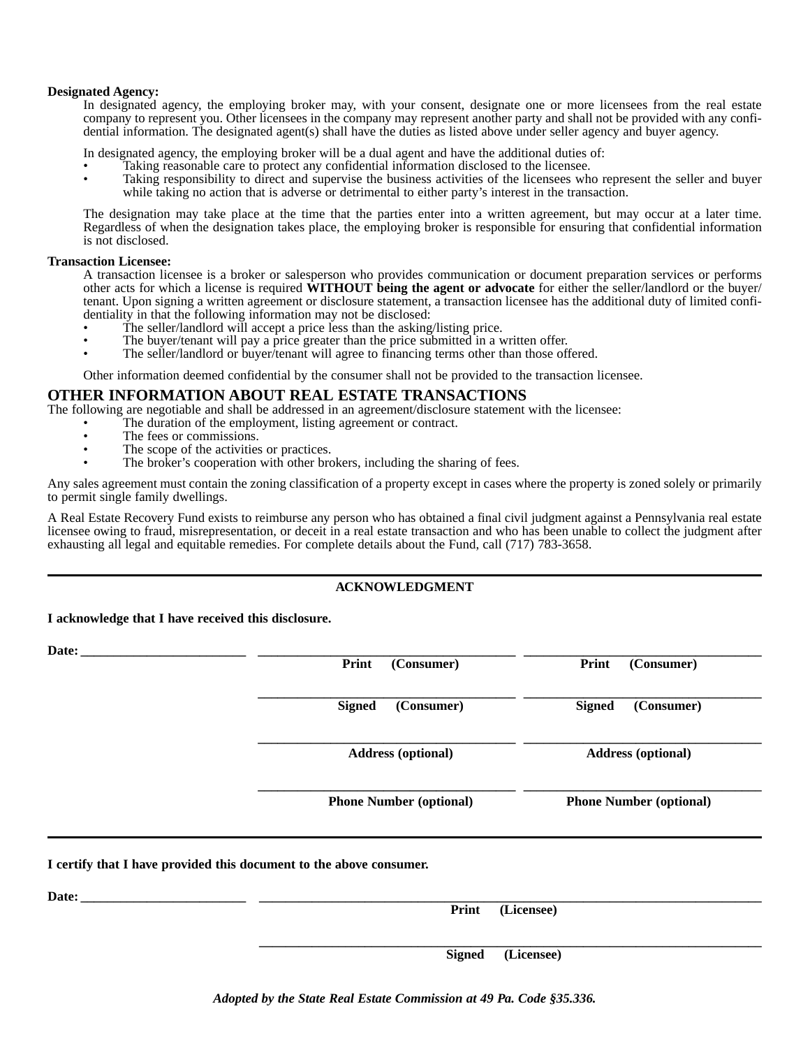**Designated Agency:**

In designated agency, the employing broker may, with your consent, designate one or more licensees from the real estate company to represent you. Other licensees in the company may represent another party and shall not be provided with any confidential information. The designated agent(s) shall have the duties as listed above under seller agency and buyer agency.

In designated agency, the employing broker will be a dual agent and have the additional duties of:

- Taking reasonable care to protect any confidential information disclosed to the licensee.
- Taking responsibility to direct and supervise the business activities of the licensees who represent the seller and buyer while taking no action that is adverse or detrimental to either party's interest in the transaction.

The designation may take place at the time that the parties enter into a written agreement, but may occur at a later time. Regardless of when the designation takes place, the employing broker is responsible for ensuring that confidential information is not disclosed.

**Transaction Licensee:**

A transaction licensee is a broker or salesperson who provides communication or document preparation services or performs other acts for which a license is required **WITHOUT being the agent or advocate** for either the seller/landlord or the buyer/tenant. Upon signing a written agreement or disclosure statement, a transaction licensee has the additional duty of limited confidentiality in that the following information may not be disclosed:

- The seller/landlord will accept a price less than the asking/listing price.
- The buyer/tenant will pay a price greater than the price submitted in a written offer.
- The seller/landlord or buyer/tenant will agree to financing terms other than those offered.

Other information deemed confidential by the consumer shall not be provided to the transaction licensee.

## OTHER INFORMATION ABOUT REAL ESTATE TRANSACTIONS

The following are negotiable and shall be addressed in an agreement/disclosure statement with the licensee:

- The duration of the employment, listing agreement or contract.
- The fees or commissions.
- The scope of the activities or practices.
- The broker's cooperation with other brokers, including the sharing of fees.

Any sales agreement must contain the zoning classification of a property except in cases where the property is zoned solely or primarily to permit single family dwellings.

A Real Estate Recovery Fund exists to reimburse any person who has obtained a final civil judgment against a Pennsylvania real estate licensee owing to fraud, misrepresentation, or deceit in a real estate transaction and who has been unable to collect the judgment after exhausting all legal and equitable remedies. For complete details about the Fund, call (717) 783-3658.

---

**ACKNOWLEDGMENT**

**I acknowledge that I have received this disclosure.**

**Date:** ________________________

| | |
|---|---|
| ______________________ | ______________________ |
| **Print (Consumer)** | **Print (Consumer)** |
| ______________________ | ______________________ |
| **Signed (Consumer)** | **Signed (Consumer)** |
| ______________________ | ______________________ |
| **Address (optional)** | **Address (optional)** |
| ______________________ | ______________________ |
| **Phone Number (optional)** | **Phone Number (optional)** |

---

**I certify that I have provided this document to the above consumer.**

**Date:** ________________________

______________________________________

**Print (Licensee)**

______________________________________

**Signed (Licensee)**

***Adopted by the State Real Estate Commission at 49 Pa. Code §35.336.***